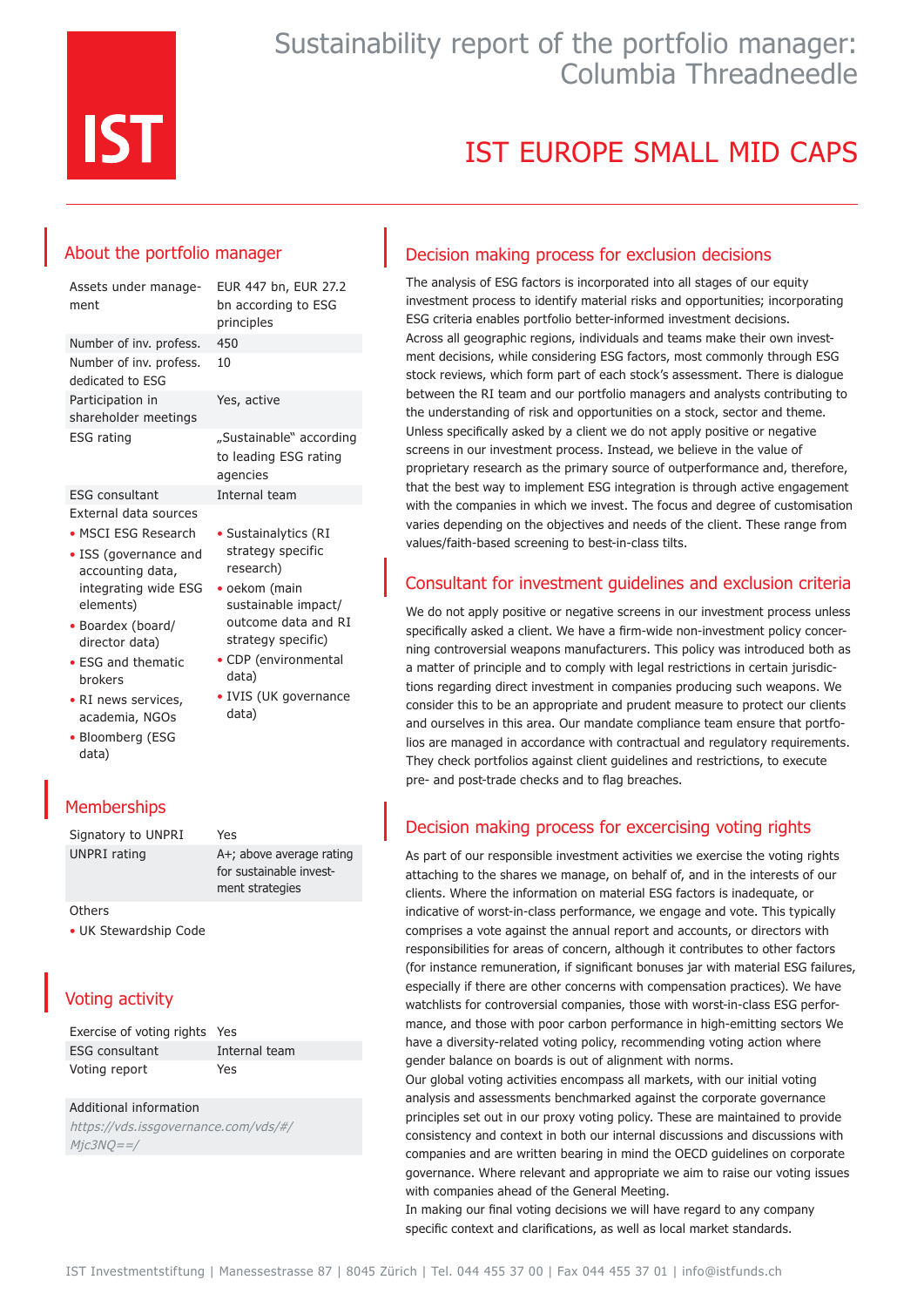IST

# Sustainability report of the portfolio manager: Columbia Threadneedle

# IST EUROPE SMALL MID CAPS

## About the portfolio manager

| | |
|---|---|
| Assets under management | EUR 447 bn, EUR 27.2 bn according to ESG principles |
| Number of inv. profess. | 450 |
| Number of inv. profess. dedicated to ESG | 10 |
| Participation in shareholder meetings | Yes, active |
| ESG rating | „Sustainable" according to leading ESG rating agencies |
| ESG consultant | Internal team |

External data sources

- MSCI ESG Research
- ISS (governance and accounting data, integrating wide ESG elements)
- Boardex (board/director data)
- ESG and thematic brokers
- RI news services, academia, NGOs
- Bloomberg (ESG data)
- Sustainalytics (RI strategy specific research)
- oekom (main sustainable impact/outcome data and RI strategy specific)
- CDP (environmental data)
- IVIS (UK governance data)

## Memberships

| | |
|---|---|
| Signatory to UNPRI | Yes |
| UNPRI rating | A+; above average rating for sustainable investment strategies |

Others

- UK Stewardship Code

## Voting activity

| | |
|---|---|
| Exercise of voting rights | Yes |
| ESG consultant | Internal team |
| Voting report | Yes |

Additional information

*https://vds.issgovernance.com/vds/#/Mjc3NQ==/*

## Decision making process for exclusion decisions

The analysis of ESG factors is incorporated into all stages of our equity investment process to identify material risks and opportunities; incorporating ESG criteria enables portfolio better-informed investment decisions.
Across all geographic regions, individuals and teams make their own investment decisions, while considering ESG factors, most commonly through ESG stock reviews, which form part of each stock's assessment. There is dialogue between the RI team and our portfolio managers and analysts contributing to the understanding of risk and opportunities on a stock, sector and theme.
Unless specifically asked by a client we do not apply positive or negative screens in our investment process. Instead, we believe in the value of proprietary research as the primary source of outperformance and, therefore, that the best way to implement ESG integration is through active engagement with the companies in which we invest. The focus and degree of customisation varies depending on the objectives and needs of the client. These range from values/faith-based screening to best-in-class tilts.

## Consultant for investment guidelines and exclusion criteria

We do not apply positive or negative screens in our investment process unless specifically asked a client. We have a firm-wide non-investment policy concerning controversial weapons manufacturers. This policy was introduced both as a matter of principle and to comply with legal restrictions in certain jurisdictions regarding direct investment in companies producing such weapons. We consider this to be an appropriate and prudent measure to protect our clients and ourselves in this area. Our mandate compliance team ensure that portfolios are managed in accordance with contractual and regulatory requirements. They check portfolios against client guidelines and restrictions, to execute pre- and post-trade checks and to flag breaches.

## Decision making process for excercising voting rights

As part of our responsible investment activities we exercise the voting rights attaching to the shares we manage, on behalf of, and in the interests of our clients. Where the information on material ESG factors is inadequate, or indicative of worst-in-class performance, we engage and vote. This typically comprises a vote against the annual report and accounts, or directors with responsibilities for areas of concern, although it contributes to other factors (for instance remuneration, if significant bonuses jar with material ESG failures, especially if there are other concerns with compensation practices). We have watchlists for controversial companies, those with worst-in-class ESG performance, and those with poor carbon performance in high-emitting sectors We have a diversity-related voting policy, recommending voting action where gender balance on boards is out of alignment with norms.
Our global voting activities encompass all markets, with our initial voting analysis and assessments benchmarked against the corporate governance principles set out in our proxy voting policy. These are maintained to provide consistency and context in both our internal discussions and discussions with companies and are written bearing in mind the OECD guidelines on corporate governance. Where relevant and appropriate we aim to raise our voting issues with companies ahead of the General Meeting.
In making our final voting decisions we will have regard to any company specific context and clarifications, as well as local market standards.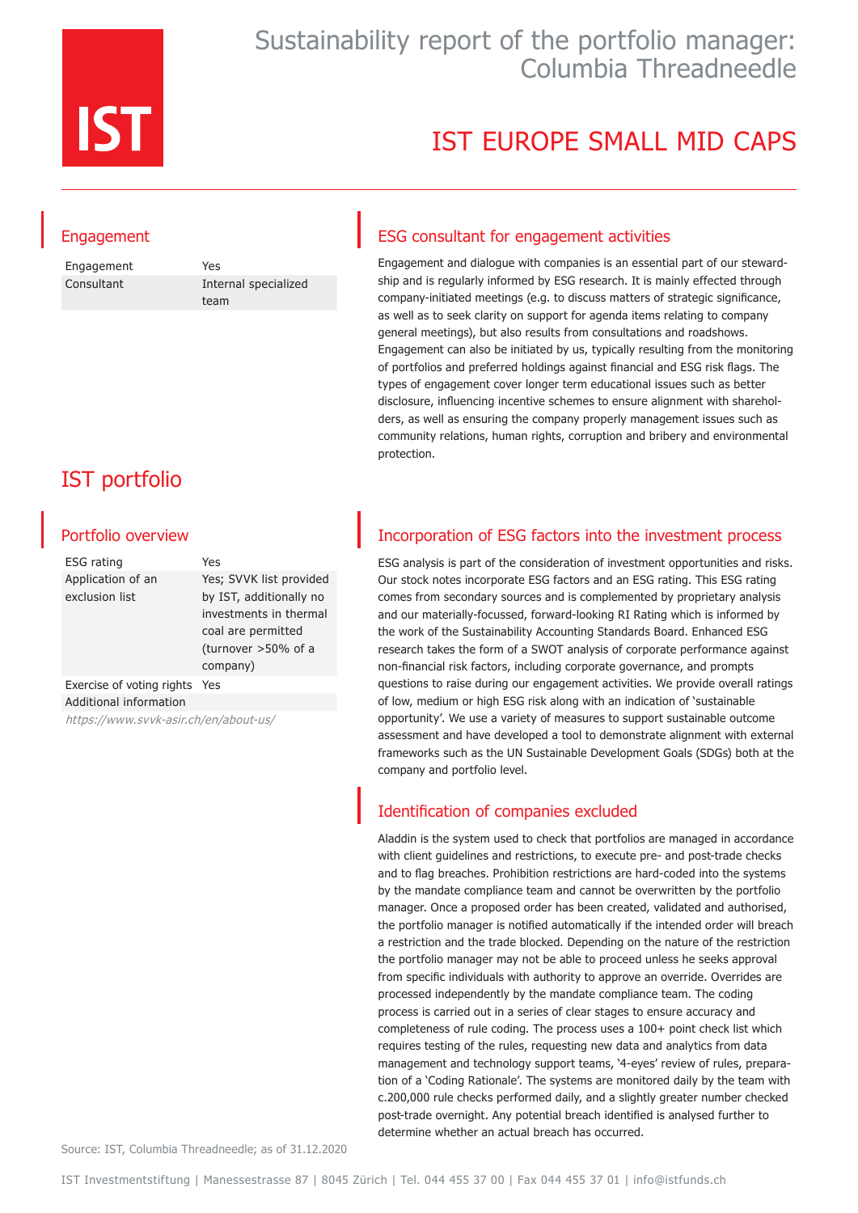# Sustainability report of the portfolio manager: Columbia Threadneedle

# IST EUROPE SMALL MID CAPS

## Engagement

| | |
|---|---|
| Engagement | Yes |
| Consultant | Internal specialized team |

## ESG consultant for engagement activities

Engagement and dialogue with companies is an essential part of our stewardship and is regularly informed by ESG research. It is mainly effected through company-initiated meetings (e.g. to discuss matters of strategic significance, as well as to seek clarity on support for agenda items relating to company general meetings), but also results from consultations and roadshows. Engagement can also be initiated by us, typically resulting from the monitoring of portfolios and preferred holdings against financial and ESG risk flags. The types of engagement cover longer term educational issues such as better disclosure, influencing incentive schemes to ensure alignment with shareholders, as well as ensuring the company properly management issues such as community relations, human rights, corruption and bribery and environmental protection.

# IST portfolio

## Portfolio overview

| | |
|---|---|
| ESG rating | Yes |
| Application of an exclusion list | Yes; SVVK list provided by IST, additionally no investments in thermal coal are permitted (turnover >50% of a company) |
| Exercise of voting rights | Yes |
| Additional information | |

*https://www.svvk-asir.ch/en/about-us/*

## Incorporation of ESG factors into the investment process

ESG analysis is part of the consideration of investment opportunities and risks. Our stock notes incorporate ESG factors and an ESG rating. This ESG rating comes from secondary sources and is complemented by proprietary analysis and our materially-focussed, forward-looking RI Rating which is informed by the work of the Sustainability Accounting Standards Board. Enhanced ESG research takes the form of a SWOT analysis of corporate performance against non-financial risk factors, including corporate governance, and prompts questions to raise during our engagement activities. We provide overall ratings of low, medium or high ESG risk along with an indication of 'sustainable opportunity'. We use a variety of measures to support sustainable outcome assessment and have developed a tool to demonstrate alignment with external frameworks such as the UN Sustainable Development Goals (SDGs) both at the company and portfolio level.

## Identification of companies excluded

Aladdin is the system used to check that portfolios are managed in accordance with client guidelines and restrictions, to execute pre- and post-trade checks and to flag breaches. Prohibition restrictions are hard-coded into the systems by the mandate compliance team and cannot be overwritten by the portfolio manager. Once a proposed order has been created, validated and authorised, the portfolio manager is notified automatically if the intended order will breach a restriction and the trade blocked. Depending on the nature of the restriction the portfolio manager may not be able to proceed unless he seeks approval from specific individuals with authority to approve an override. Overrides are processed independently by the mandate compliance team. The coding process is carried out in a series of clear stages to ensure accuracy and completeness of rule coding. The process uses a 100+ point check list which requires testing of the rules, requesting new data and analytics from data management and technology support teams, '4-eyes' review of rules, preparation of a 'Coding Rationale'. The systems are monitored daily by the team with c.200,000 rule checks performed daily, and a slightly greater number checked post-trade overnight. Any potential breach identified is analysed further to determine whether an actual breach has occurred.

Source: IST, Columbia Threadneedle; as of 31.12.2020